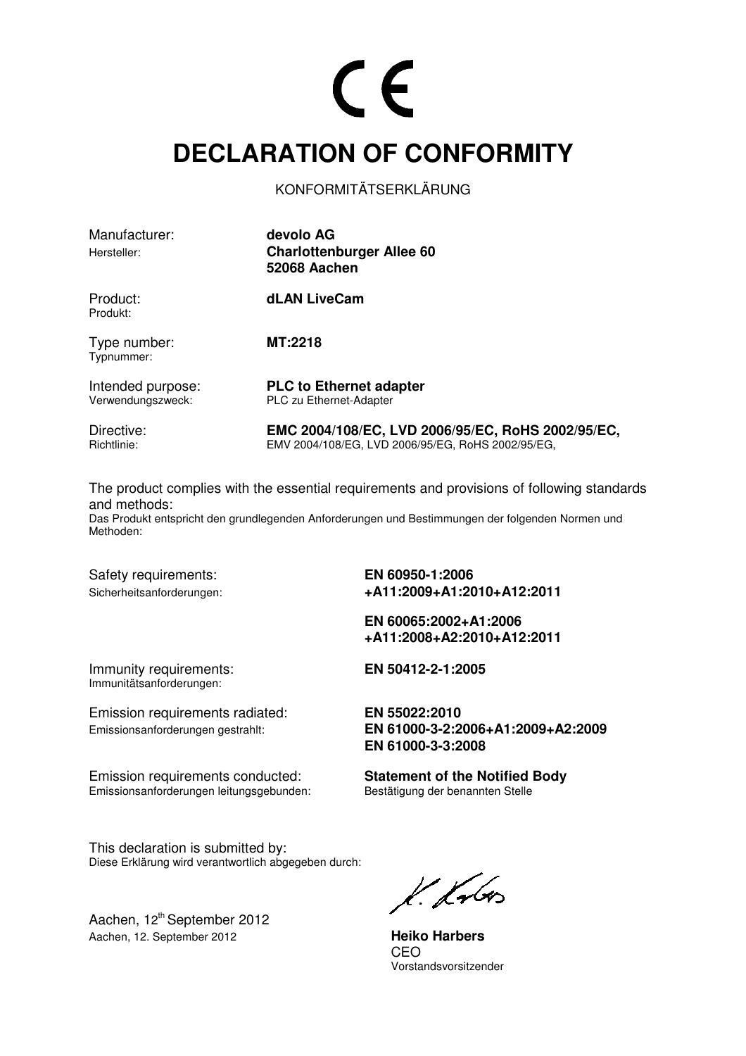CE

# DECLARATION OF CONFORMITY

KONFORMITÄTSERKLÄRUNG

| | |
|---|---|
| Manufacturer:<br>Hersteller: | **devolo AG**<br>**Charlottenburger Allee 60**<br>**52068 Aachen** |
| Product:<br>Produkt: | **dLAN LiveCam** |
| Type number:<br>Typnummer: | **MT:2218** |
| Intended purpose:<br>Verwendungszweck: | **PLC to Ethernet adapter**<br>PLC zu Ethernet-Adapter |
| Directive:<br>Richtlinie: | **EMC 2004/108/EC, LVD 2006/95/EC, RoHS 2002/95/EC,**<br>EMV 2004/108/EG, LVD 2006/95/EG, RoHS 2002/95/EG, |

The product complies with the essential requirements and provisions of following standards and methods:
Das Produkt entspricht den grundlegenden Anforderungen und Bestimmungen der folgenden Normen und Methoden:

| | |
|---|---|
| Safety requirements:<br>Sicherheitsanforderungen: | **EN 60950-1:2006**<br>**+A11:2009+A1:2010+A12:2011**<br><br>**EN 60065:2002+A1:2006**<br>**+A11:2008+A2:2010+A12:2011** |
| Immunity requirements:<br>Immunitätsanforderungen: | **EN 50412-2-1:2005** |
| Emission requirements radiated:<br>Emissionsanforderungen gestrahlt: | **EN 55022:2010**<br>**EN 61000-3-2:2006+A1:2009+A2:2009**<br>**EN 61000-3-3:2008** |
| Emission requirements conducted:<br>Emissionsanforderungen leitungsgebunden: | **Statement of the Notified Body**<br>Bestätigung der benannten Stelle |

This declaration is submitted by:
Diese Erklärung wird verantwortlich abgegeben durch:

Aachen, 12th September 2012
Aachen, 12. September 2012

**Heiko Harbers**
CEO
Vorstandsvorsitzender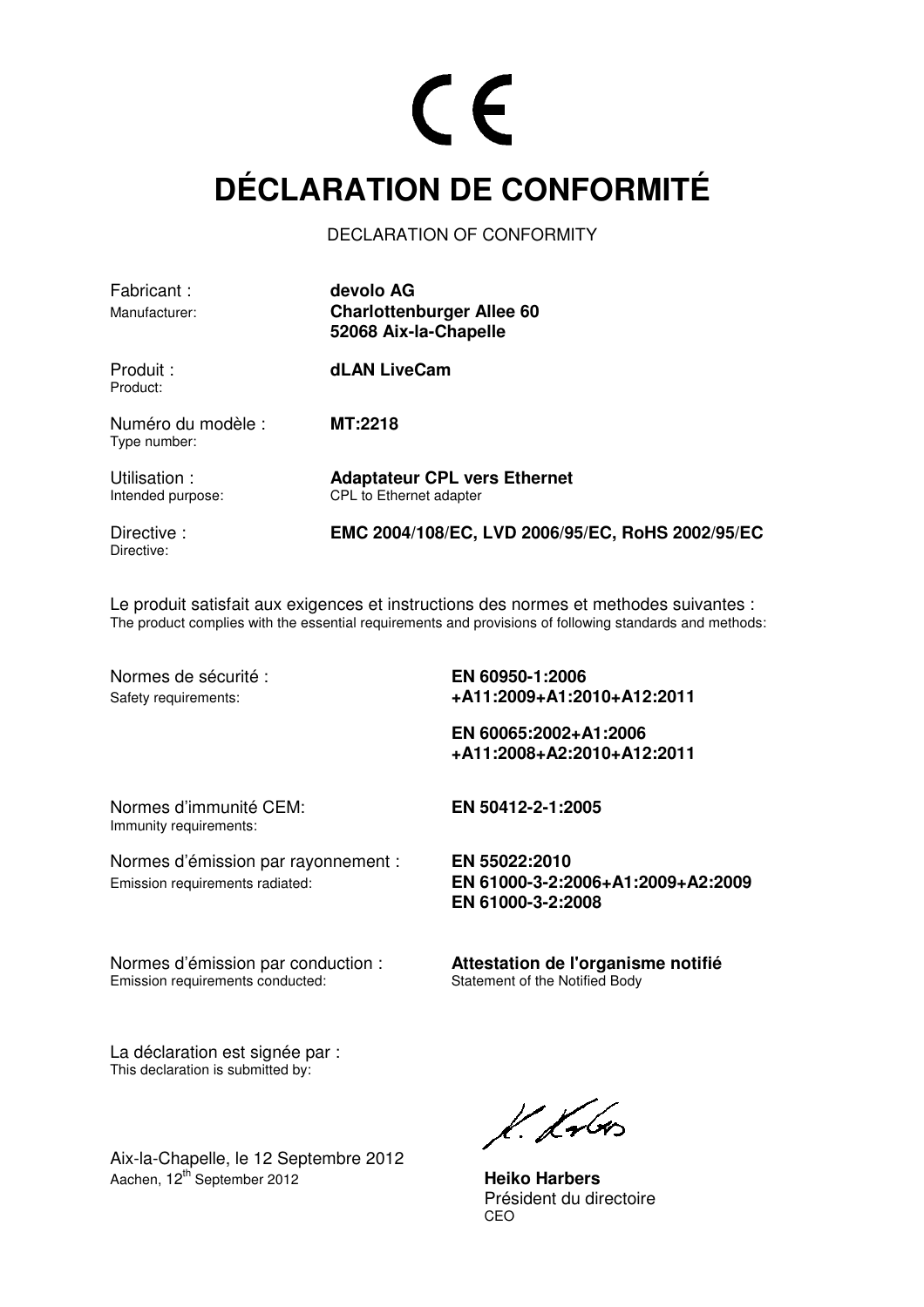CE

# DÉCLARATION DE CONFORMITÉ

DECLARATION OF CONFORMITY

| | |
|---|---|
| Fabricant :<br>Manufacturer: | **devolo AG**<br>**Charlottenburger Allee 60**<br>**52068 Aix-la-Chapelle** |
| Produit :<br>Product: | **dLAN LiveCam** |
| Numéro du modèle :<br>Type number: | **MT:2218** |
| Utilisation :<br>Intended purpose: | **Adaptateur CPL vers Ethernet**<br>CPL to Ethernet adapter |
| Directive :<br>Directive: | **EMC 2004/108/EC, LVD 2006/95/EC, RoHS 2002/95/EC** |

Le produit satisfait aux exigences et instructions des normes et methodes suivantes :
The product complies with the essential requirements and provisions of following standards and methods:

| | |
|---|---|
| Normes de sécurité :<br>Safety requirements: | **EN 60950-1:2006**<br>**+A11:2009+A1:2010+A12:2011**<br><br>**EN 60065:2002+A1:2006**<br>**+A11:2008+A2:2010+A12:2011** |
| Normes d'immunité CEM:<br>Immunity requirements: | **EN 50412-2-1:2005** |
| Normes d'émission par rayonnement :<br>Emission requirements radiated: | **EN 55022:2010**<br>**EN 61000-3-2:2006+A1:2009+A2:2009**<br>**EN 61000-3-2:2008** |
| Normes d'émission par conduction :<br>Emission requirements conducted: | **Attestation de l'organisme notifié**<br>Statement of the Notified Body |

La déclaration est signée par :
This declaration is submitted by:

Aix-la-Chapelle, le 12 Septembre 2012
Aachen, 12th September 2012

**Heiko Harbers**
Président du directoire
CEO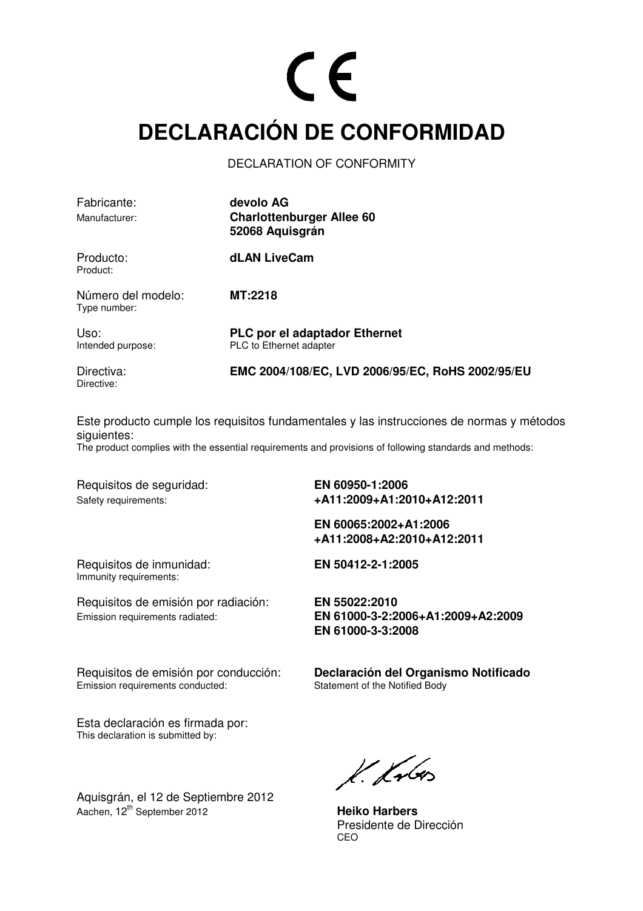CE

# DECLARACIÓN DE CONFORMIDAD

DECLARATION OF CONFORMITY

| | |
|---|---|
| Fabricante:<br>Manufacturer: | **devolo AG**<br>**Charlottenburger Allee 60**<br>**52068 Aquisgrán** |
| Producto:<br>Product: | **dLAN LiveCam** |
| Número del modelo:<br>Type number: | **MT:2218** |
| Uso:<br>Intended purpose: | **PLC por el adaptador Ethernet**<br>PLC to Ethernet adapter |
| Directiva:<br>Directive: | **EMC 2004/108/EC, LVD 2006/95/EC, RoHS 2002/95/EU** |

Este producto cumple los requisitos fundamentales y las instrucciones de normas y métodos siguientes:
The product complies with the essential requirements and provisions of following standards and methods:

| | |
|---|---|
| Requisitos de seguridad:<br>Safety requirements: | **EN 60950-1:2006**<br>**+A11:2009+A1:2010+A12:2011**<br><br>**EN 60065:2002+A1:2006**<br>**+A11:2008+A2:2010+A12:2011** |
| Requisitos de inmunidad:<br>Immunity requirements: | **EN 50412-2-1:2005** |
| Requisitos de emisión por radiación:<br>Emission requirements radiated: | **EN 55022:2010**<br>**EN 61000-3-2:2006+A1:2009+A2:2009**<br>**EN 61000-3-3:2008** |
| Requisitos de emisión por conducción:<br>Emission requirements conducted: | **Declaración del Organismo Notificado**<br>Statement of the Notified Body |

Esta declaración es firmada por:
This declaration is submitted by:

Aquisgrán, el 12 de Septiembre 2012
Aachen, 12th September 2012

**Heiko Harbers**
Presidente de Dirección
CEO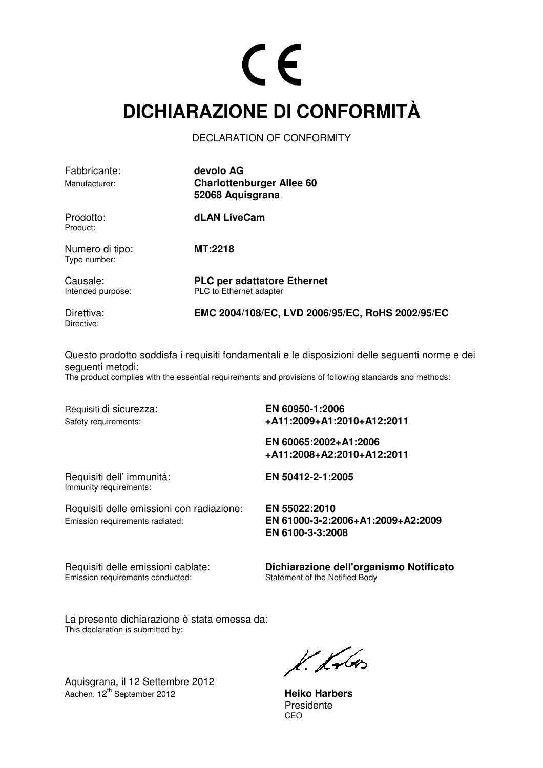CE

# DICHIARAZIONE DI CONFORMITÀ

DECLARATION OF CONFORMITY

| | |
|---|---|
| Fabbricante:<br>Manufacturer: | **devolo AG**<br>**Charlottenburger Allee 60**<br>**52068 Aquisgrana** |
| Prodotto:<br>Product: | **dLAN LiveCam** |
| Numero di tipo:<br>Type number: | **MT:2218** |
| Causale:<br>Intended purpose: | **PLC per adattatore Ethernet**<br>PLC to Ethernet adapter |
| Direttiva:<br>Directive: | **EMC 2004/108/EC, LVD 2006/95/EC, RoHS 2002/95/EC** |

Questo prodotto soddisfa i requisiti fondamentali e le disposizioni delle seguenti norme e dei seguenti metodi:
The product complies with the essential requirements and provisions of following standards and methods:

| | |
|---|---|
| Requisiti di sicurezza:<br>Safety requirements: | **EN 60950-1:2006**<br>**+A11:2009+A1:2010+A12:2011**<br><br>**EN 60065:2002+A1:2006**<br>**+A11:2008+A2:2010+A12:2011** |
| Requisiti dell' immunità:<br>Immunity requirements: | **EN 50412-2-1:2005** |
| Requisiti delle emissioni con radiazione:<br>Emission requirements radiated: | **EN 55022:2010**<br>**EN 61000-3-2:2006+A1:2009+A2:2009**<br>**EN 6100-3-3:2008** |
| Requisiti delle emissioni cablate:<br>Emission requirements conducted: | **Dichiarazione dell'organismo Notificato**<br>Statement of the Notified Body |

La presente dichiarazione è stata emessa da:
This declaration is submitted by:

Aquisgrana, il 12 Settembre 2012
Aachen, 12th September 2012

**Heiko Harbers**
Presidente
CEO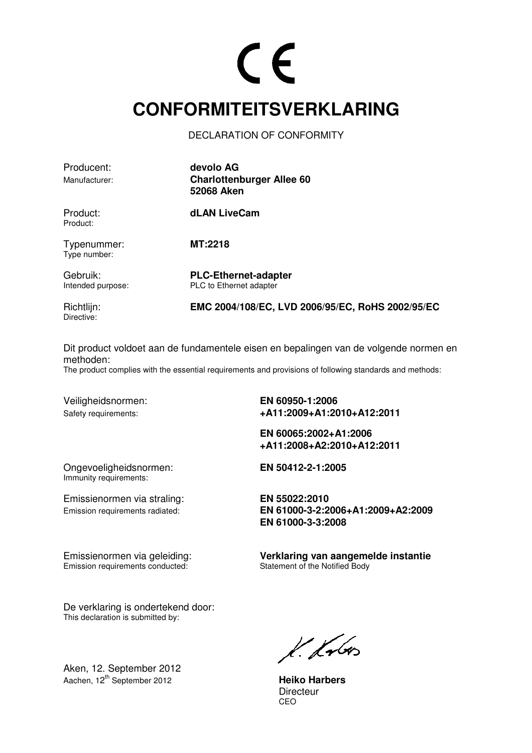CE

# CONFORMITEITSVERKLARING

DECLARATION OF CONFORMITY

| | |
|---|---|
| Producent:<br>Manufacturer: | **devolo AG**<br>**Charlottenburger Allee 60**<br>**52068 Aken** |
| Product:<br>Product: | **dLAN LiveCam** |
| Typenummer:<br>Type number: | **MT:2218** |
| Gebruik:<br>Intended purpose: | **PLC-Ethernet-adapter**<br>PLC to Ethernet adapter |
| Richtlijn:<br>Directive: | **EMC 2004/108/EC, LVD 2006/95/EC, RoHS 2002/95/EC** |

Dit product voldoet aan de fundamentele eisen en bepalingen van de volgende normen en methoden:
The product complies with the essential requirements and provisions of following standards and methods:

| | |
|---|---|
| Veiligheidsnormen:<br>Safety requirements: | **EN 60950-1:2006**<br>**+A11:2009+A1:2010+A12:2011**<br><br>**EN 60065:2002+A1:2006**<br>**+A11:2008+A2:2010+A12:2011** |
| Ongevoeligheidsnormen:<br>Immunity requirements: | **EN 50412-2-1:2005** |
| Emissienormen via straling:<br>Emission requirements radiated: | **EN 55022:2010**<br>**EN 61000-3-2:2006+A1:2009+A2:2009**<br>**EN 61000-3-3:2008** |
| Emissienormen via geleiding:<br>Emission requirements conducted: | **Verklaring van aangemelde instantie**<br>Statement of the Notified Body |

De verklaring is ondertekend door:
This declaration is submitted by:

Aken, 12. September 2012
Aachen, 12th September 2012

**Heiko Harbers**
Directeur
CEO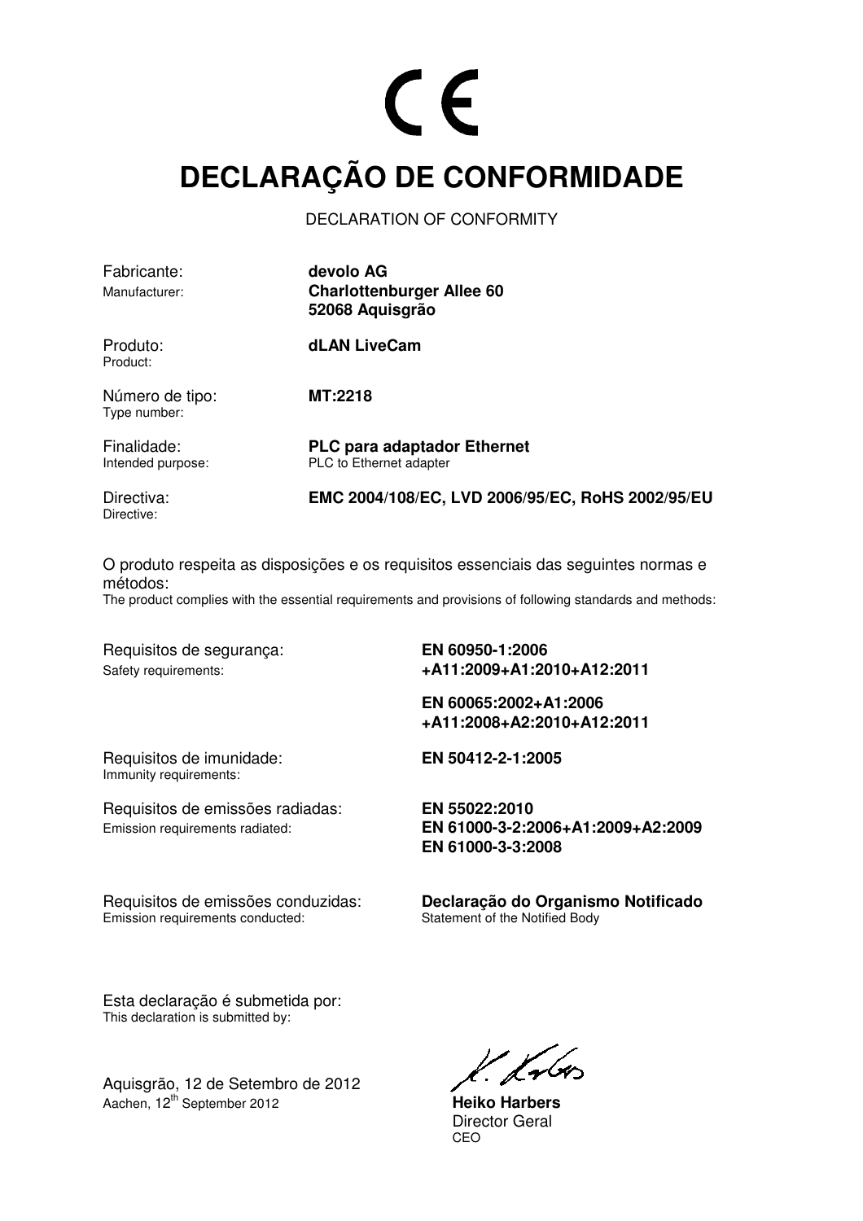CE

# DECLARAÇÃO DE CONFORMIDADE

DECLARATION OF CONFORMITY

| | |
|---|---|
| Fabricante:<br>Manufacturer: | **devolo AG**<br>**Charlottenburger Allee 60**<br>**52068 Aquisgrão** |
| Produto:<br>Product: | **dLAN LiveCam** |
| Número de tipo:<br>Type number: | **MT:2218** |
| Finalidade:<br>Intended purpose: | **PLC para adaptador Ethernet**<br>PLC to Ethernet adapter |
| Directiva:<br>Directive: | **EMC 2004/108/EC, LVD 2006/95/EC, RoHS 2002/95/EU** |

O produto respeita as disposições e os requisitos essenciais das seguintes normas e métodos:
The product complies with the essential requirements and provisions of following standards and methods:

| | |
|---|---|
| Requisitos de segurança:<br>Safety requirements: | **EN 60950-1:2006**<br>**+A11:2009+A1:2010+A12:2011**<br><br>**EN 60065:2002+A1:2006**<br>**+A11:2008+A2:2010+A12:2011** |
| Requisitos de imunidade:<br>Immunity requirements: | **EN 50412-2-1:2005** |
| Requisitos de emissões radiadas:<br>Emission requirements radiated: | **EN 55022:2010**<br>**EN 61000-3-2:2006+A1:2009+A2:2009**<br>**EN 61000-3-3:2008** |
| Requisitos de emissões conduzidas:<br>Emission requirements conducted: | **Declaração do Organismo Notificado**<br>Statement of the Notified Body |

Esta declaração é submetida por:
This declaration is submitted by:

Aquisgrão, 12 de Setembro de 2012
Aachen, 12th September 2012

**Heiko Harbers**
Director Geral
CEO